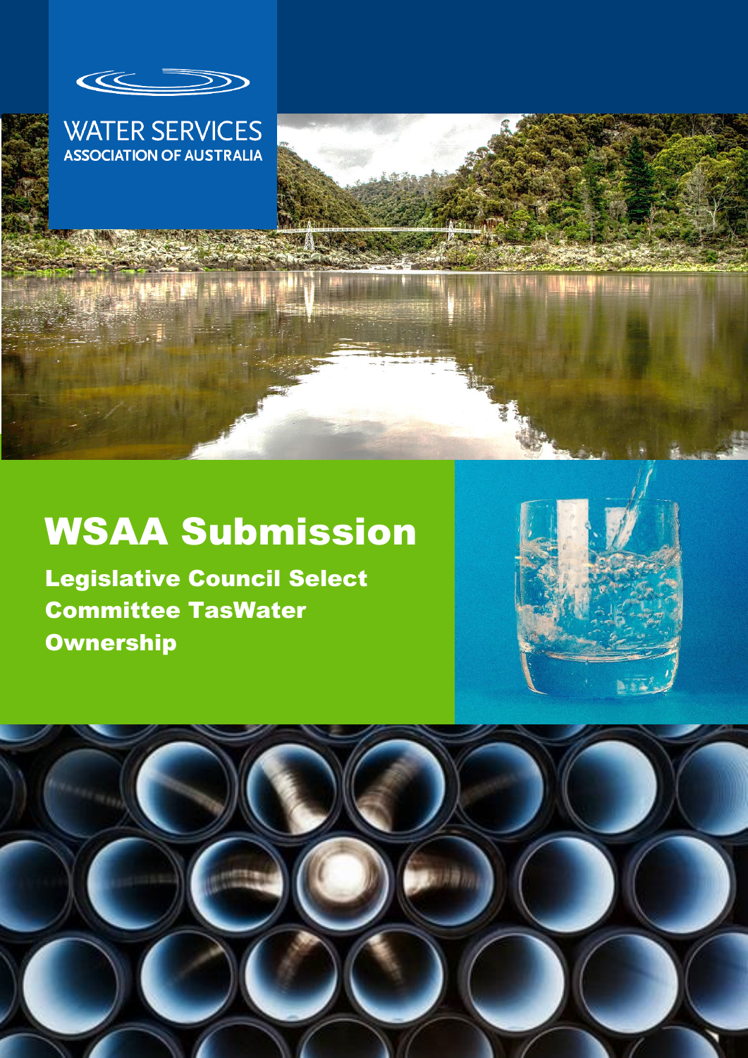WATER SERVICES
ASSOCIATION OF AUSTRALIA

# WSAA Submission

## Legislative Council Select Committee TasWater Ownership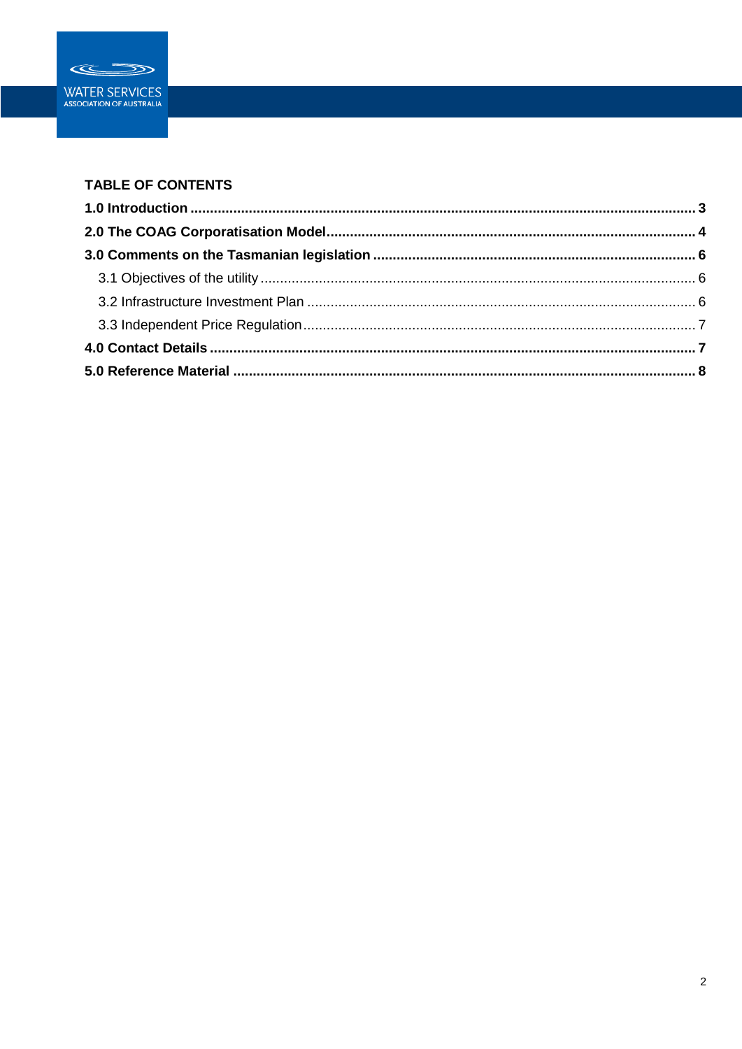## TABLE OF CONTENTS

**1.0 Introduction** ........................................................................................................ **3**

**2.0 The COAG Corporatisation Model** ................................................................... **4**

**3.0 Comments on the Tasmanian legislation** ......................................................... **6**

- 3.1 Objectives of the utility ................................................................................... 6
- 3.2 Infrastructure Investment Plan ....................................................................... 6
- 3.3 Independent Price Regulation ......................................................................... 7

**4.0 Contact Details** .................................................................................................. **7**

**5.0 Reference Material** ........................................................................................... **8**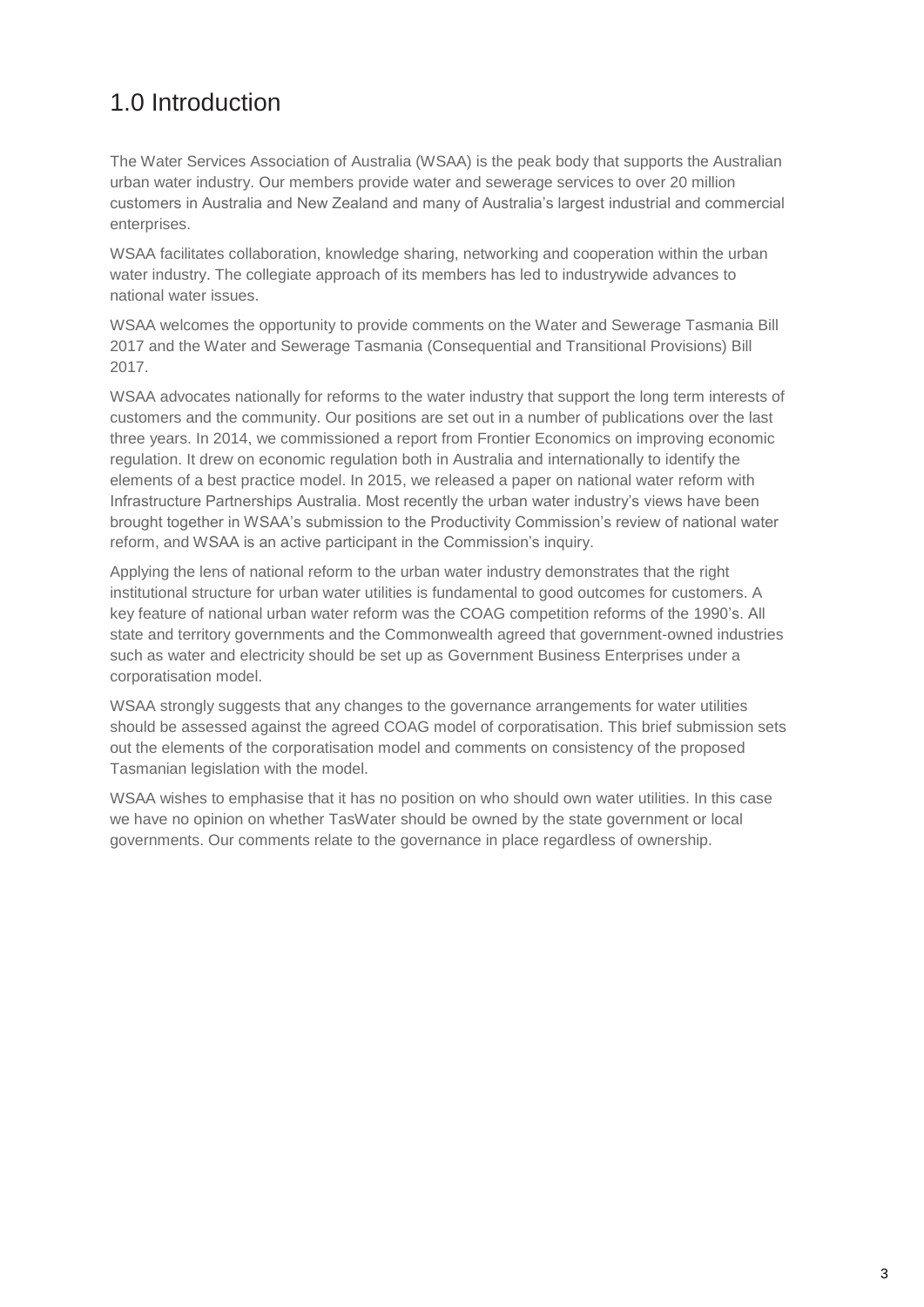# 1.0 Introduction

The Water Services Association of Australia (WSAA) is the peak body that supports the Australian urban water industry. Our members provide water and sewerage services to over 20 million customers in Australia and New Zealand and many of Australia's largest industrial and commercial enterprises.

WSAA facilitates collaboration, knowledge sharing, networking and cooperation within the urban water industry. The collegiate approach of its members has led to industrywide advances to national water issues.

WSAA welcomes the opportunity to provide comments on the Water and Sewerage Tasmania Bill 2017 and the Water and Sewerage Tasmania (Consequential and Transitional Provisions) Bill 2017.

WSAA advocates nationally for reforms to the water industry that support the long term interests of customers and the community. Our positions are set out in a number of publications over the last three years. In 2014, we commissioned a report from Frontier Economics on improving economic regulation. It drew on economic regulation both in Australia and internationally to identify the elements of a best practice model. In 2015, we released a paper on national water reform with Infrastructure Partnerships Australia. Most recently the urban water industry's views have been brought together in WSAA's submission to the Productivity Commission's review of national water reform, and WSAA is an active participant in the Commission's inquiry.

Applying the lens of national reform to the urban water industry demonstrates that the right institutional structure for urban water utilities is fundamental to good outcomes for customers. A key feature of national urban water reform was the COAG competition reforms of the 1990's. All state and territory governments and the Commonwealth agreed that government-owned industries such as water and electricity should be set up as Government Business Enterprises under a corporatisation model.

WSAA strongly suggests that any changes to the governance arrangements for water utilities should be assessed against the agreed COAG model of corporatisation. This brief submission sets out the elements of the corporatisation model and comments on consistency of the proposed Tasmanian legislation with the model.

WSAA wishes to emphasise that it has no position on who should own water utilities. In this case we have no opinion on whether TasWater should be owned by the state government or local governments. Our comments relate to the governance in place regardless of ownership.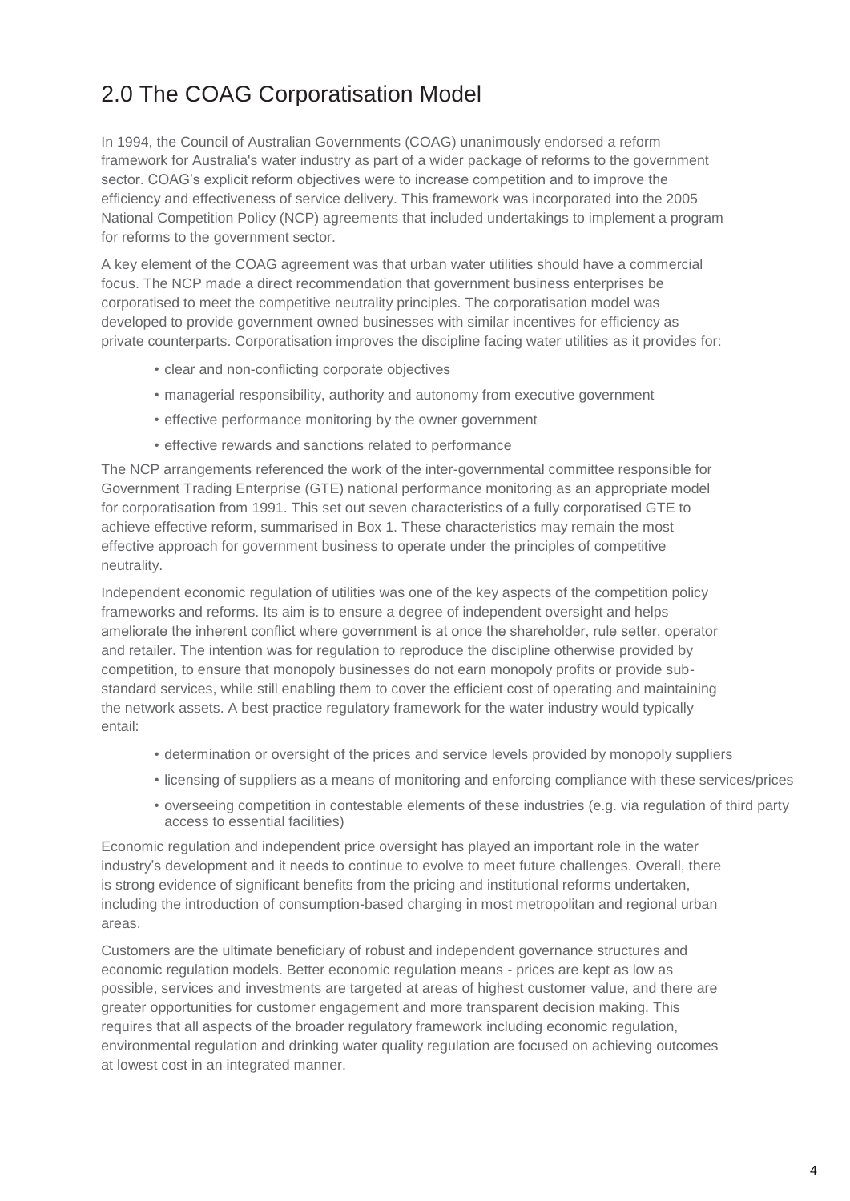## 2.0 The COAG Corporatisation Model

In 1994, the Council of Australian Governments (COAG) unanimously endorsed a reform framework for Australia's water industry as part of a wider package of reforms to the government sector. COAG's explicit reform objectives were to increase competition and to improve the efficiency and effectiveness of service delivery. This framework was incorporated into the 2005 National Competition Policy (NCP) agreements that included undertakings to implement a program for reforms to the government sector.

A key element of the COAG agreement was that urban water utilities should have a commercial focus. The NCP made a direct recommendation that government business enterprises be corporatised to meet the competitive neutrality principles. The corporatisation model was developed to provide government owned businesses with similar incentives for efficiency as private counterparts. Corporatisation improves the discipline facing water utilities as it provides for:

- clear and non-conflicting corporate objectives
- managerial responsibility, authority and autonomy from executive government
- effective performance monitoring by the owner government
- effective rewards and sanctions related to performance

The NCP arrangements referenced the work of the inter-governmental committee responsible for Government Trading Enterprise (GTE) national performance monitoring as an appropriate model for corporatisation from 1991. This set out seven characteristics of a fully corporatised GTE to achieve effective reform, summarised in Box 1. These characteristics may remain the most effective approach for government business to operate under the principles of competitive neutrality.

Independent economic regulation of utilities was one of the key aspects of the competition policy frameworks and reforms. Its aim is to ensure a degree of independent oversight and helps ameliorate the inherent conflict where government is at once the shareholder, rule setter, operator and retailer. The intention was for regulation to reproduce the discipline otherwise provided by competition, to ensure that monopoly businesses do not earn monopoly profits or provide sub-standard services, while still enabling them to cover the efficient cost of operating and maintaining the network assets. A best practice regulatory framework for the water industry would typically entail:

- determination or oversight of the prices and service levels provided by monopoly suppliers
- licensing of suppliers as a means of monitoring and enforcing compliance with these services/prices
- overseeing competition in contestable elements of these industries (e.g. via regulation of third party access to essential facilities)

Economic regulation and independent price oversight has played an important role in the water industry's development and it needs to continue to evolve to meet future challenges. Overall, there is strong evidence of significant benefits from the pricing and institutional reforms undertaken, including the introduction of consumption-based charging in most metropolitan and regional urban areas.

Customers are the ultimate beneficiary of robust and independent governance structures and economic regulation models. Better economic regulation means - prices are kept as low as possible, services and investments are targeted at areas of highest customer value, and there are greater opportunities for customer engagement and more transparent decision making. This requires that all aspects of the broader regulatory framework including economic regulation, environmental regulation and drinking water quality regulation are focused on achieving outcomes at lowest cost in an integrated manner.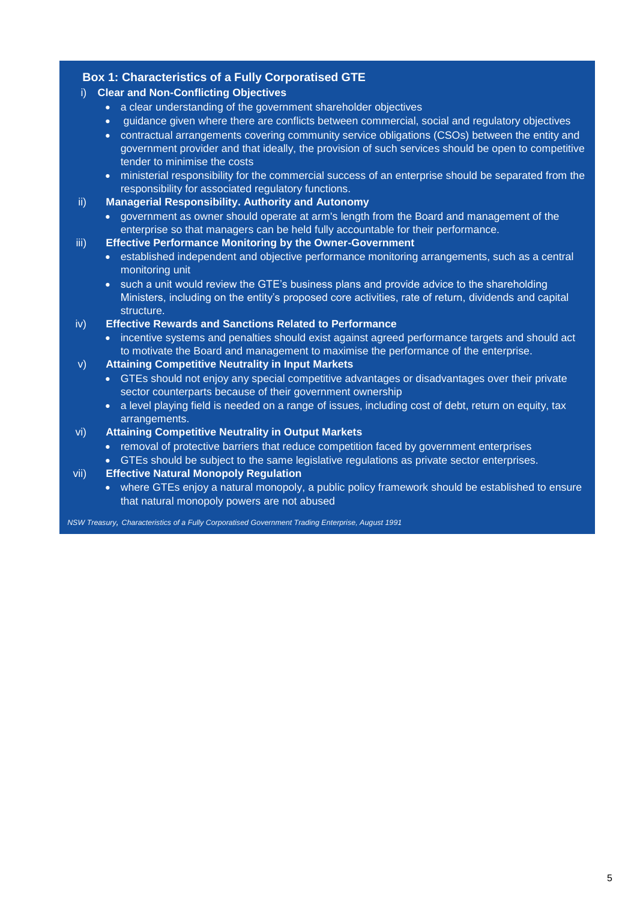### Box 1: Characteristics of a Fully Corporatised GTE

i) **Clear and Non-Conflicting Objectives**

- a clear understanding of the government shareholder objectives
- guidance given where there are conflicts between commercial, social and regulatory objectives
- contractual arrangements covering community service obligations (CSOs) between the entity and government provider and that ideally, the provision of such services should be open to competitive tender to minimise the costs
- ministerial responsibility for the commercial success of an enterprise should be separated from the responsibility for associated regulatory functions.

ii) **Managerial Responsibility. Authority and Autonomy**

- government as owner should operate at arm's length from the Board and management of the enterprise so that managers can be held fully accountable for their performance.

iii) **Effective Performance Monitoring by the Owner-Government**

- established independent and objective performance monitoring arrangements, such as a central monitoring unit
- such a unit would review the GTE's business plans and provide advice to the shareholding Ministers, including on the entity's proposed core activities, rate of return, dividends and capital structure.

iv) **Effective Rewards and Sanctions Related to Performance**

- incentive systems and penalties should exist against agreed performance targets and should act to motivate the Board and management to maximise the performance of the enterprise.

v) **Attaining Competitive Neutrality in Input Markets**

- GTEs should not enjoy any special competitive advantages or disadvantages over their private sector counterparts because of their government ownership
- a level playing field is needed on a range of issues, including cost of debt, return on equity, tax arrangements.

vi) **Attaining Competitive Neutrality in Output Markets**

- removal of protective barriers that reduce competition faced by government enterprises
- GTEs should be subject to the same legislative regulations as private sector enterprises.

vii) **Effective Natural Monopoly Regulation**

- where GTEs enjoy a natural monopoly, a public policy framework should be established to ensure that natural monopoly powers are not abused

*NSW Treasury, Characteristics of a Fully Corporatised Government Trading Enterprise, August 1991*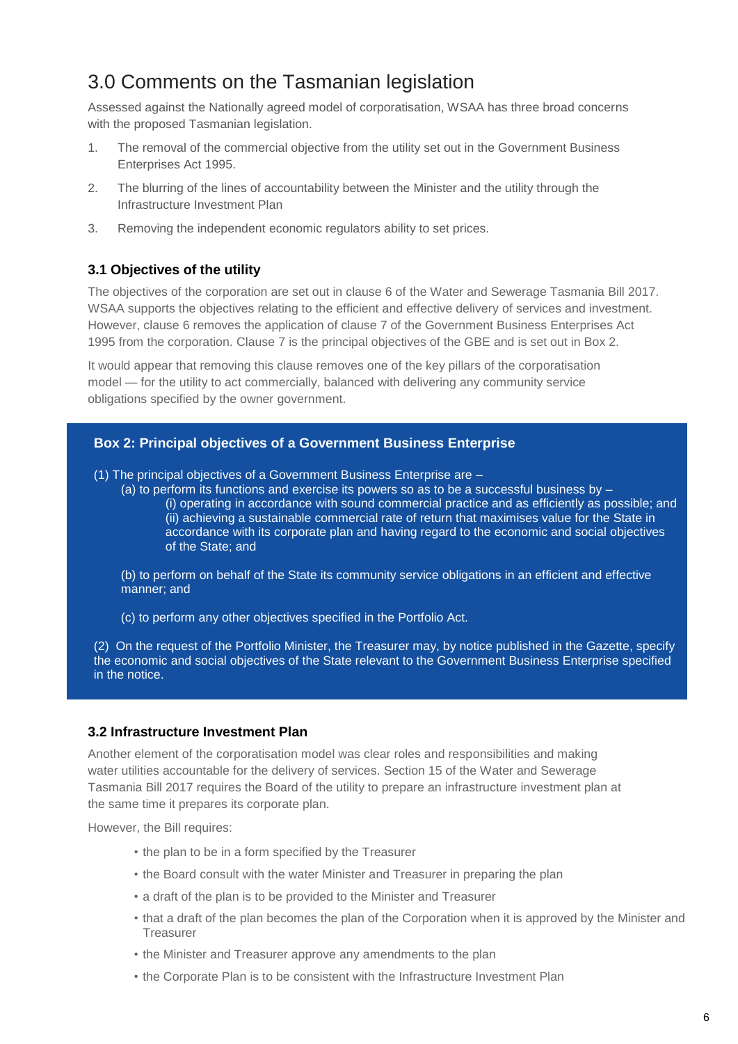## 3.0 Comments on the Tasmanian legislation

Assessed against the Nationally agreed model of corporatisation, WSAA has three broad concerns with the proposed Tasmanian legislation.

1. The removal of the commercial objective from the utility set out in the Government Business Enterprises Act 1995.
2. The blurring of the lines of accountability between the Minister and the utility through the Infrastructure Investment Plan
3. Removing the independent economic regulators ability to set prices.

### 3.1 Objectives of the utility

The objectives of the corporation are set out in clause 6 of the Water and Sewerage Tasmania Bill 2017. WSAA supports the objectives relating to the efficient and effective delivery of services and investment. However, clause 6 removes the application of clause 7 of the Government Business Enterprises Act 1995 from the corporation. Clause 7 is the principal objectives of the GBE and is set out in Box 2.

It would appear that removing this clause removes one of the key pillars of the corporatisation model — for the utility to act commercially, balanced with delivering any community service obligations specified by the owner government.

**Box 2: Principal objectives of a Government Business Enterprise**

(1) The principal objectives of a Government Business Enterprise are –

(a) to perform its functions and exercise its powers so as to be a successful business by –

(i) operating in accordance with sound commercial practice and as efficiently as possible; and

(ii) achieving a sustainable commercial rate of return that maximises value for the State in accordance with its corporate plan and having regard to the economic and social objectives of the State; and

(b) to perform on behalf of the State its community service obligations in an efficient and effective manner; and

(c) to perform any other objectives specified in the Portfolio Act.

(2) On the request of the Portfolio Minister, the Treasurer may, by notice published in the Gazette, specify the economic and social objectives of the State relevant to the Government Business Enterprise specified in the notice.

### 3.2 Infrastructure Investment Plan

Another element of the corporatisation model was clear roles and responsibilities and making water utilities accountable for the delivery of services. Section 15 of the Water and Sewerage Tasmania Bill 2017 requires the Board of the utility to prepare an infrastructure investment plan at the same time it prepares its corporate plan.

However, the Bill requires:

- the plan to be in a form specified by the Treasurer
- the Board consult with the water Minister and Treasurer in preparing the plan
- a draft of the plan is to be provided to the Minister and Treasurer
- that a draft of the plan becomes the plan of the Corporation when it is approved by the Minister and Treasurer
- the Minister and Treasurer approve any amendments to the plan
- the Corporate Plan is to be consistent with the Infrastructure Investment Plan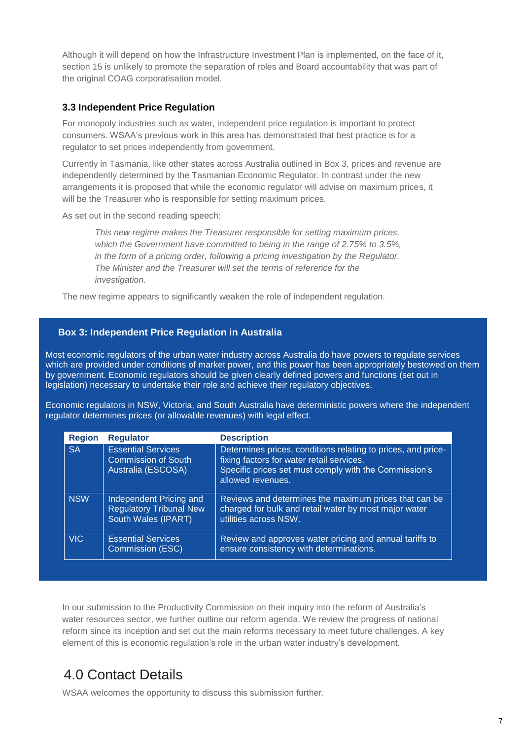Although it will depend on how the Infrastructure Investment Plan is implemented, on the face of it, section 15 is unlikely to promote the separation of roles and Board accountability that was part of the original COAG corporatisation model.

### 3.3 Independent Price Regulation

For monopoly industries such as water, independent price regulation is important to protect consumers. WSAA's previous work in this area has demonstrated that best practice is for a regulator to set prices independently from government.

Currently in Tasmania, like other states across Australia outlined in Box 3, prices and revenue are independently determined by the Tasmanian Economic Regulator. In contrast under the new arrangements it is proposed that while the economic regulator will advise on maximum prices, it will be the Treasurer who is responsible for setting maximum prices.

As set out in the second reading speech:

> *This new regime makes the Treasurer responsible for setting maximum prices, which the Government have committed to being in the range of 2.75% to 3.5%, in the form of a pricing order, following a pricing investigation by the Regulator. The Minister and the Treasurer will set the terms of reference for the investigation.*

The new regime appears to significantly weaken the role of independent regulation.

**Box 3: Independent Price Regulation in Australia**

Most economic regulators of the urban water industry across Australia do have powers to regulate services which are provided under conditions of market power, and this power has been appropriately bestowed on them by government. Economic regulators should be given clearly defined powers and functions (set out in legislation) necessary to undertake their role and achieve their regulatory objectives.

Economic regulators in NSW, Victoria, and South Australia have deterministic powers where the independent regulator determines prices (or allowable revenues) with legal effect.

| Region | Regulator | Description |
|---|---|---|
| SA | Essential Services Commission of South Australia (ESCOSA) | Determines prices, conditions relating to prices, and price-fixing factors for water retail services. Specific prices set must comply with the Commission's allowed revenues. |
| NSW | Independent Pricing and Regulatory Tribunal New South Wales (IPART) | Reviews and determines the maximum prices that can be charged for bulk and retail water by most major water utilities across NSW. |
| VIC | Essential Services Commission (ESC) | Review and approves water pricing and annual tariffs to ensure consistency with determinations. |

In our submission to the Productivity Commission on their inquiry into the reform of Australia's water resources sector, we further outline our reform agenda. We review the progress of national reform since its inception and set out the main reforms necessary to meet future challenges. A key element of this is economic regulation's role in the urban water industry's development.

## 4.0 Contact Details

WSAA welcomes the opportunity to discuss this submission further.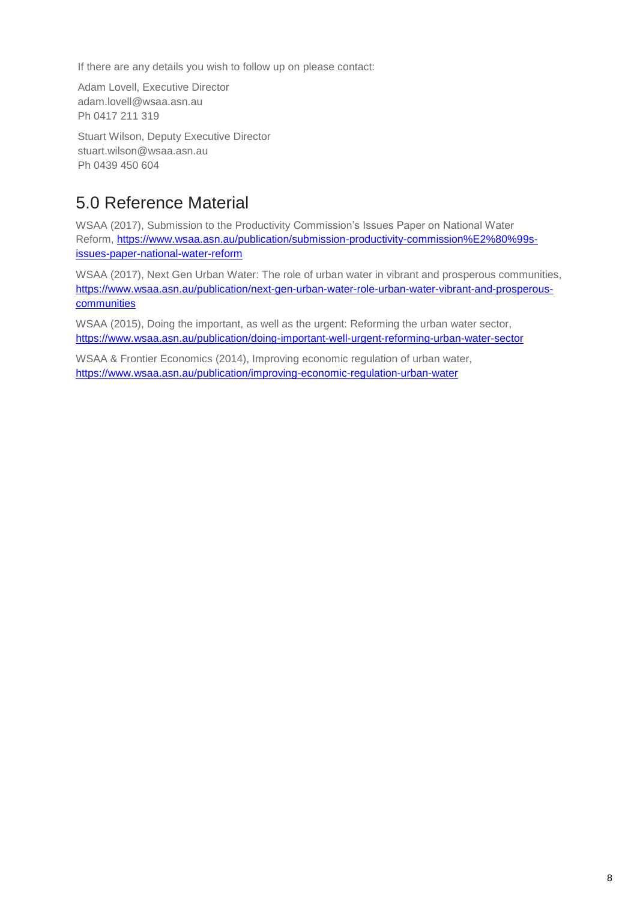If there are any details you wish to follow up on please contact:

Adam Lovell, Executive Director
adam.lovell@wsaa.asn.au
Ph 0417 211 319

Stuart Wilson, Deputy Executive Director
stuart.wilson@wsaa.asn.au
Ph 0439 450 604

## 5.0 Reference Material

WSAA (2017), Submission to the Productivity Commission's Issues Paper on National Water Reform, https://www.wsaa.asn.au/publication/submission-productivity-commission%E2%80%99s-issues-paper-national-water-reform

WSAA (2017), Next Gen Urban Water: The role of urban water in vibrant and prosperous communities, https://www.wsaa.asn.au/publication/next-gen-urban-water-role-urban-water-vibrant-and-prosperous-communities

WSAA (2015), Doing the important, as well as the urgent: Reforming the urban water sector, https://www.wsaa.asn.au/publication/doing-important-well-urgent-reforming-urban-water-sector

WSAA & Frontier Economics (2014), Improving economic regulation of urban water, https://www.wsaa.asn.au/publication/improving-economic-regulation-urban-water